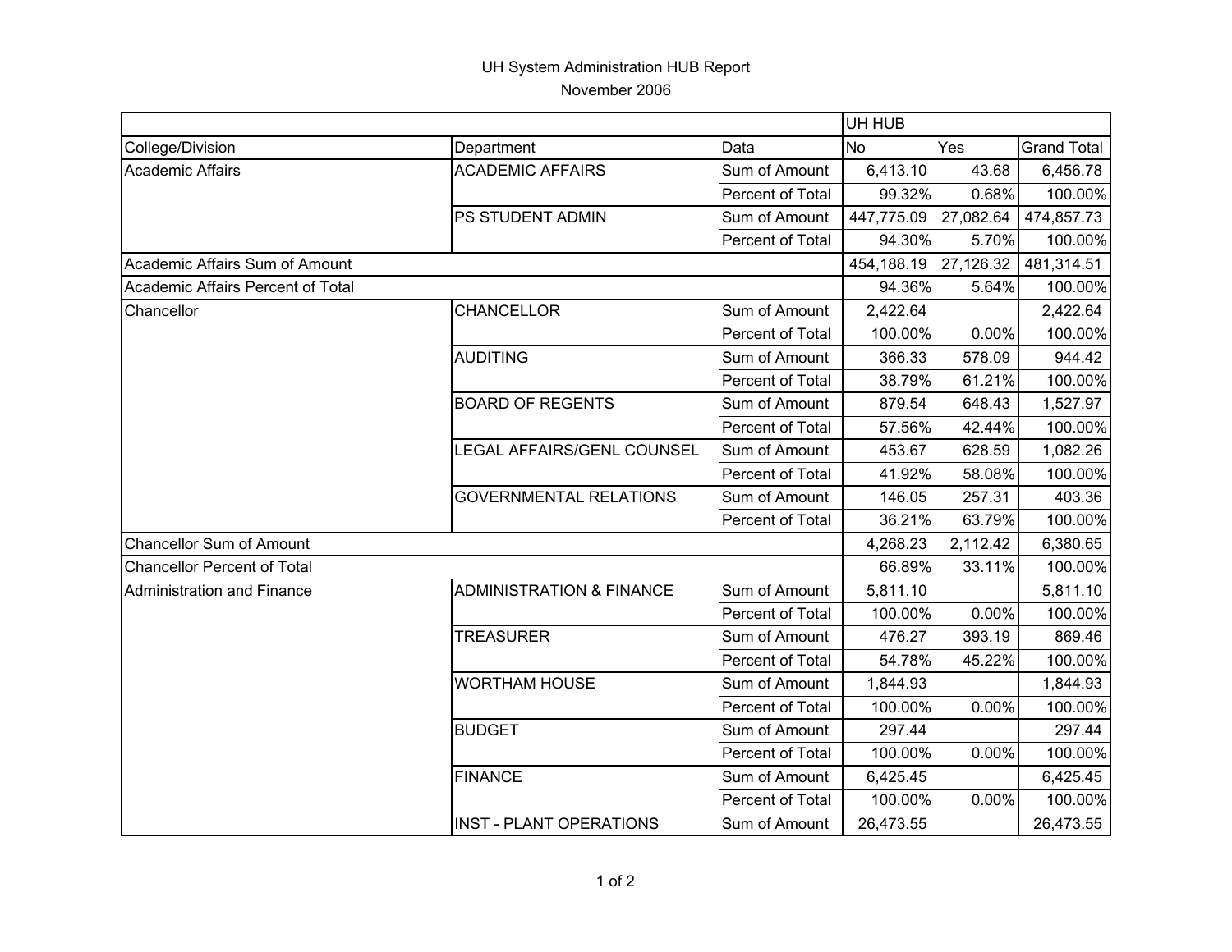# UH System Administration HUB Report

November 2006

| | | | UH HUB | | |
|---|---|---|---|---|---|
| College/Division | Department | Data | No | Yes | Grand Total |
| Academic Affairs | ACADEMIC AFFAIRS | Sum of Amount | 6,413.10 | 43.68 | 6,456.78 |
| | | Percent of Total | 99.32% | 0.68% | 100.00% |
| | PS STUDENT ADMIN | Sum of Amount | 447,775.09 | 27,082.64 | 474,857.73 |
| | | Percent of Total | 94.30% | 5.70% | 100.00% |
| Academic Affairs Sum of Amount | | | 454,188.19 | 27,126.32 | 481,314.51 |
| Academic Affairs Percent of Total | | | 94.36% | 5.64% | 100.00% |
| Chancellor | CHANCELLOR | Sum of Amount | 2,422.64 | | 2,422.64 |
| | | Percent of Total | 100.00% | 0.00% | 100.00% |
| | AUDITING | Sum of Amount | 366.33 | 578.09 | 944.42 |
| | | Percent of Total | 38.79% | 61.21% | 100.00% |
| | BOARD OF REGENTS | Sum of Amount | 879.54 | 648.43 | 1,527.97 |
| | | Percent of Total | 57.56% | 42.44% | 100.00% |
| | LEGAL AFFAIRS/GENL COUNSEL | Sum of Amount | 453.67 | 628.59 | 1,082.26 |
| | | Percent of Total | 41.92% | 58.08% | 100.00% |
| | GOVERNMENTAL RELATIONS | Sum of Amount | 146.05 | 257.31 | 403.36 |
| | | Percent of Total | 36.21% | 63.79% | 100.00% |
| Chancellor Sum of Amount | | | 4,268.23 | 2,112.42 | 6,380.65 |
| Chancellor Percent of Total | | | 66.89% | 33.11% | 100.00% |
| Administration and Finance | ADMINISTRATION & FINANCE | Sum of Amount | 5,811.10 | | 5,811.10 |
| | | Percent of Total | 100.00% | 0.00% | 100.00% |
| | TREASURER | Sum of Amount | 476.27 | 393.19 | 869.46 |
| | | Percent of Total | 54.78% | 45.22% | 100.00% |
| | WORTHAM HOUSE | Sum of Amount | 1,844.93 | | 1,844.93 |
| | | Percent of Total | 100.00% | 0.00% | 100.00% |
| | BUDGET | Sum of Amount | 297.44 | | 297.44 |
| | | Percent of Total | 100.00% | 0.00% | 100.00% |
| | FINANCE | Sum of Amount | 6,425.45 | | 6,425.45 |
| | | Percent of Total | 100.00% | 0.00% | 100.00% |
| | INST - PLANT OPERATIONS | Sum of Amount | 26,473.55 | | 26,473.55 |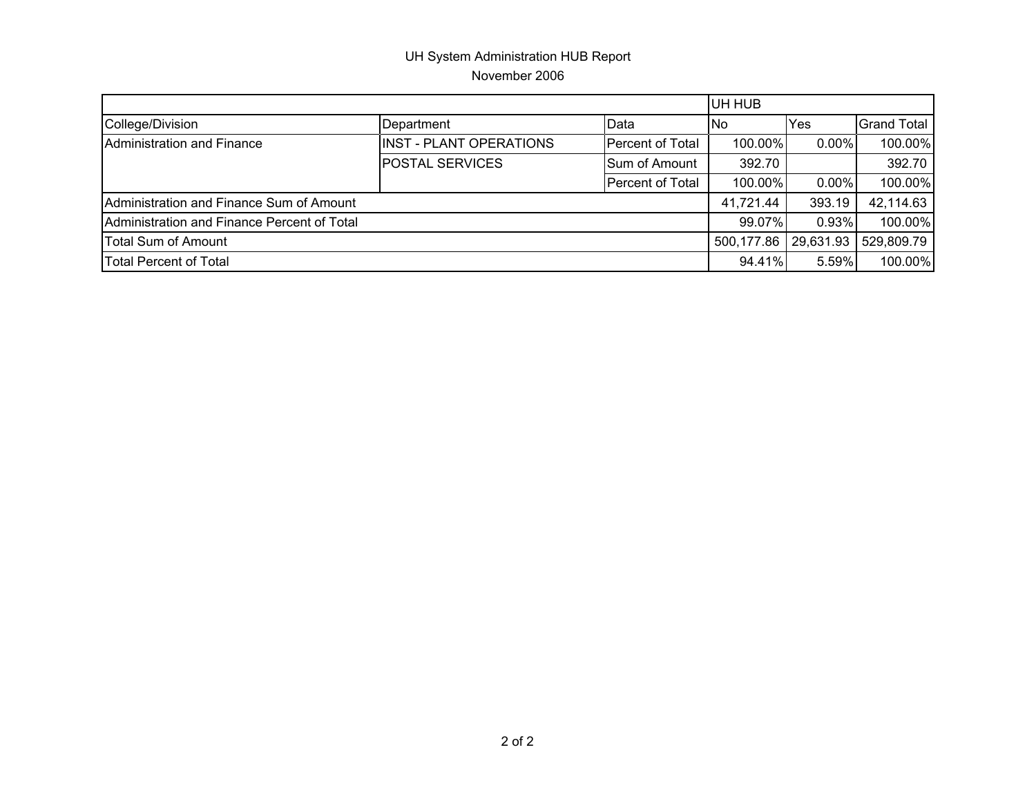UH System Administration HUB Report

November 2006

| | | | UH HUB | | |
|---|---|---|---|---|---|
| College/Division | Department | Data | No | Yes | Grand Total |
| Administration and Finance | INST - PLANT OPERATIONS | Percent of Total | 100.00% | 0.00% | 100.00% |
| | POSTAL SERVICES | Sum of Amount | 392.70 | | 392.70 |
| | | Percent of Total | 100.00% | 0.00% | 100.00% |
| Administration and Finance Sum of Amount | | | 41,721.44 | 393.19 | 42,114.63 |
| Administration and Finance Percent of Total | | | 99.07% | 0.93% | 100.00% |
| Total Sum of Amount | | | 500,177.86 | 29,631.93 | 529,809.79 |
| Total Percent of Total | | | 94.41% | 5.59% | 100.00% |